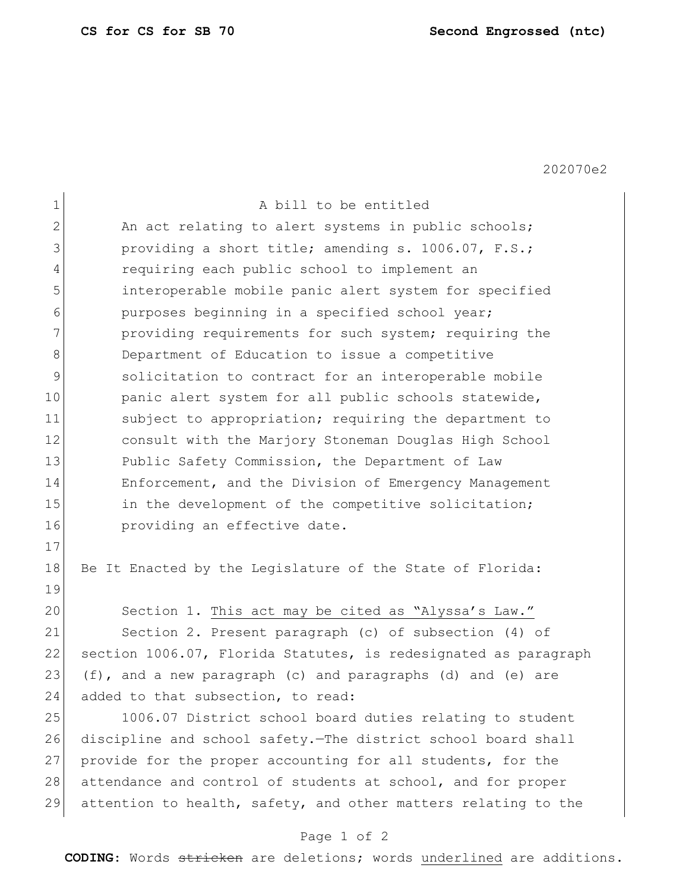202070e2

A bill to be entitled

An act relating to alert systems in public schools; providing a short title; amending s. 1006.07, F.S.; requiring each public school to implement an interoperable mobile panic alert system for specified purposes beginning in a specified school year; providing requirements for such system; requiring the Department of Education to issue a competitive solicitation to contract for an interoperable mobile panic alert system for all public schools statewide, subject to appropriation; requiring the department to consult with the Marjory Stoneman Douglas High School Public Safety Commission, the Department of Law Enforcement, and the Division of Emergency Management in the development of the competitive solicitation; providing an effective date.

Be It Enacted by the Legislature of the State of Florida:

Section 1. <u>This act may be cited as "Alyssa's Law."</u>

Section 2. Present paragraph (c) of subsection (4) of section 1006.07, Florida Statutes, is redesignated as paragraph (f), and a new paragraph (c) and paragraphs (d) and (e) are added to that subsection, to read:

1006.07 District school board duties relating to student discipline and school safety.—The district school board shall provide for the proper accounting for all students, for the attendance and control of students at school, and for proper attention to health, safety, and other matters relating to the

**CODING:** Words ~~stricken~~ are deletions; words <u>underlined</u> are additions.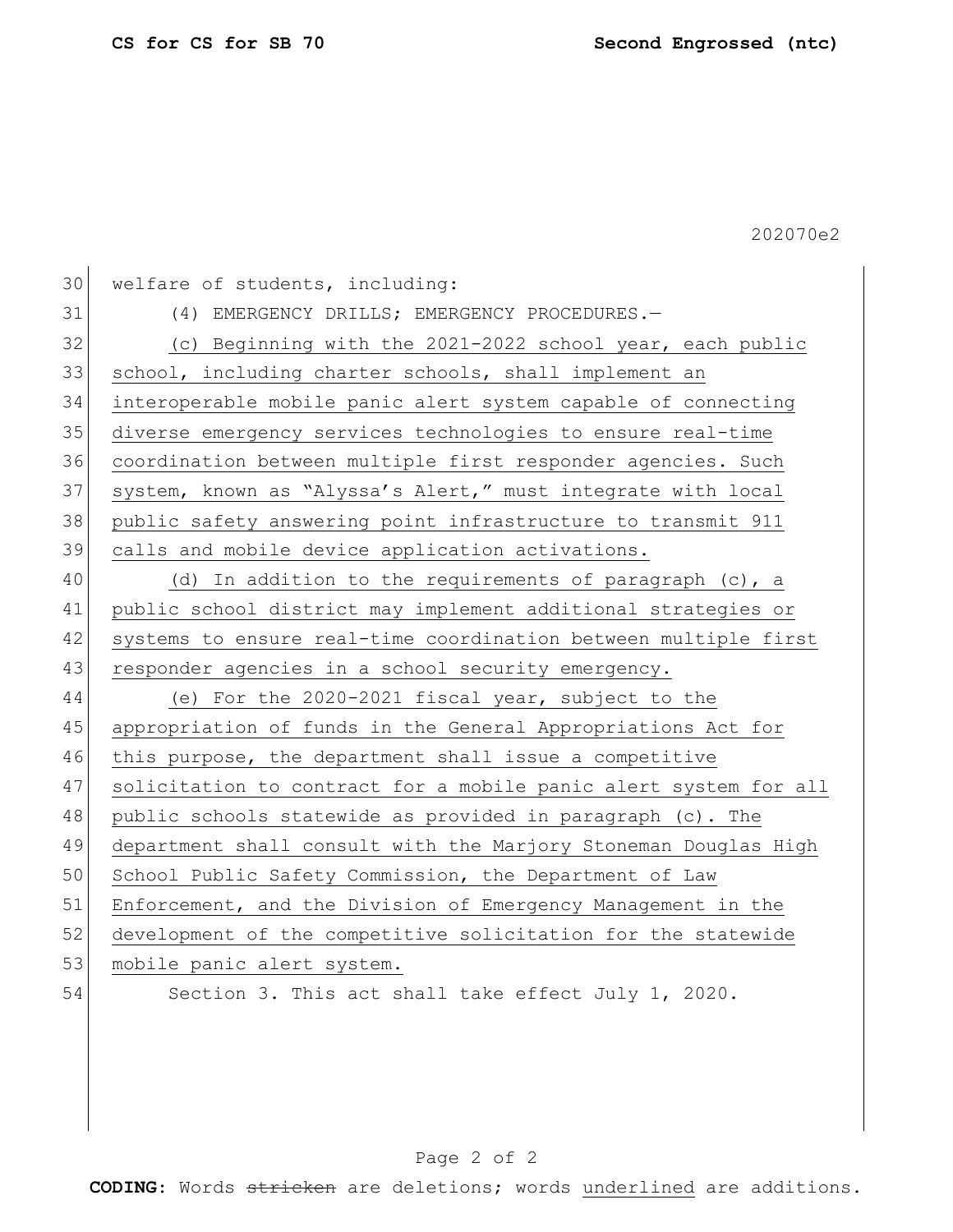welfare of students, including:

(4) EMERGENCY DRILLS; EMERGENCY PROCEDURES.—

(c) Beginning with the 2021-2022 school year, each public school, including charter schools, shall implement an interoperable mobile panic alert system capable of connecting diverse emergency services technologies to ensure real-time coordination between multiple first responder agencies. Such system, known as "Alyssa's Alert," must integrate with local public safety answering point infrastructure to transmit 911 calls and mobile device application activations.

(d) In addition to the requirements of paragraph (c), a public school district may implement additional strategies or systems to ensure real-time coordination between multiple first responder agencies in a school security emergency.

(e) For the 2020-2021 fiscal year, subject to the appropriation of funds in the General Appropriations Act for this purpose, the department shall issue a competitive solicitation to contract for a mobile panic alert system for all public schools statewide as provided in paragraph (c). The department shall consult with the Marjory Stoneman Douglas High School Public Safety Commission, the Department of Law Enforcement, and the Division of Emergency Management in the development of the competitive solicitation for the statewide mobile panic alert system.

Section 3. This act shall take effect July 1, 2020.

**CODING:** Words ~~stricken~~ are deletions; words underlined are additions.